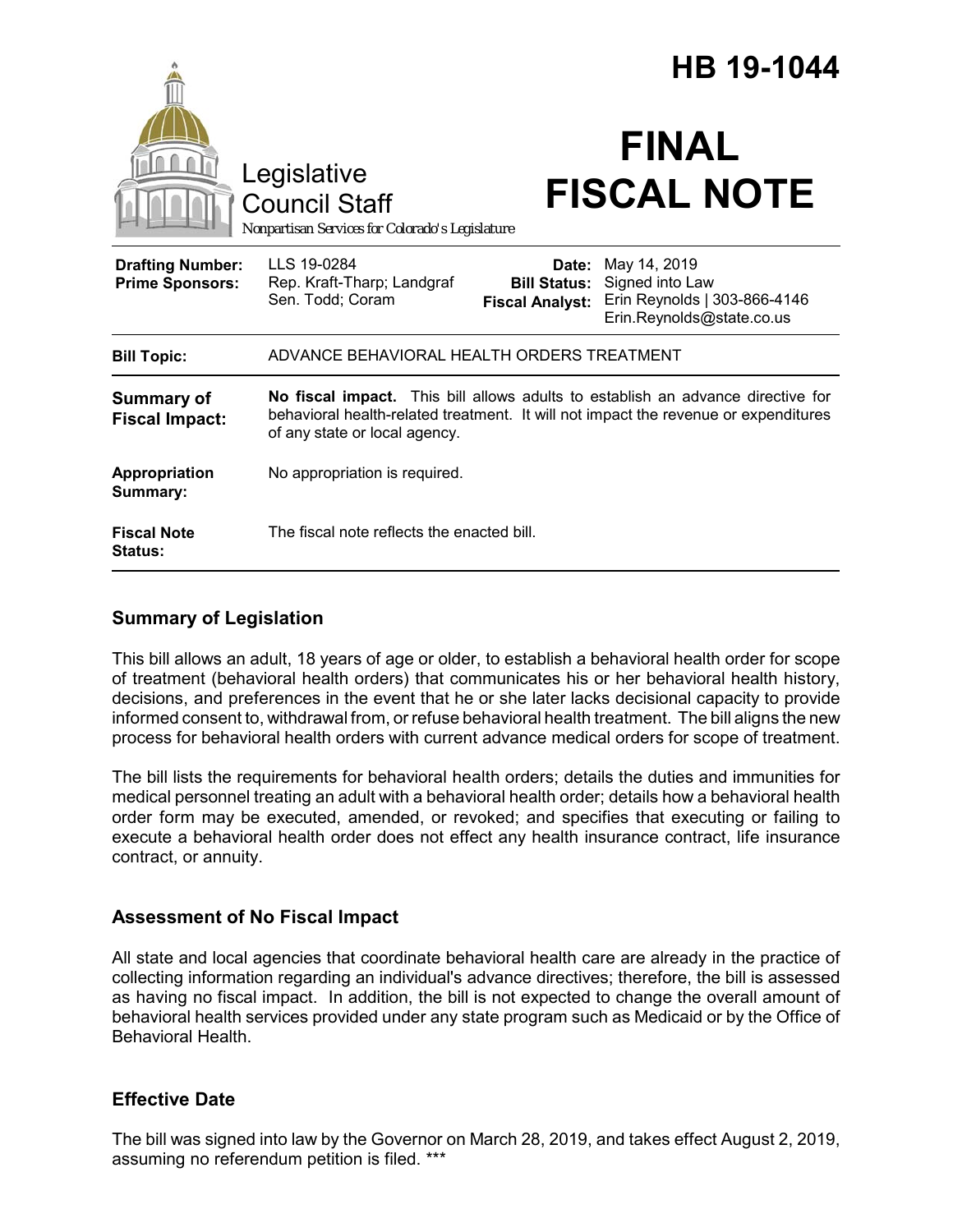# HB 19-1044

Legislative Council Staff

*Nonpartisan Services for Colorado's Legislature*

# FINAL FISCAL NOTE

| | | | |
|---|---|---|---|
| **Drafting Number:** | LLS 19-0284 | **Date:** | May 14, 2019 |
| **Prime Sponsors:** | Rep. Kraft-Tharp; Landgraf<br>Sen. Todd; Coram | **Bill Status:** | Signed into Law |
| | | **Fiscal Analyst:** | Erin Reynolds \| 303-866-4146<br>Erin.Reynolds@state.co.us |

| | |
|---|---|
| **Bill Topic:** | ADVANCE BEHAVIORAL HEALTH ORDERS TREATMENT |
| **Summary of Fiscal Impact:** | **No fiscal impact.** This bill allows adults to establish an advance directive for behavioral health-related treatment. It will not impact the revenue or expenditures of any state or local agency. |
| **Appropriation Summary:** | No appropriation is required. |
| **Fiscal Note Status:** | The fiscal note reflects the enacted bill. |

## Summary of Legislation

This bill allows an adult, 18 years of age or older, to establish a behavioral health order for scope of treatment (behavioral health orders) that communicates his or her behavioral health history, decisions, and preferences in the event that he or she later lacks decisional capacity to provide informed consent to, withdrawal from, or refuse behavioral health treatment. The bill aligns the new process for behavioral health orders with current advance medical orders for scope of treatment.

The bill lists the requirements for behavioral health orders; details the duties and immunities for medical personnel treating an adult with a behavioral health order; details how a behavioral health order form may be executed, amended, or revoked; and specifies that executing or failing to execute a behavioral health order does not effect any health insurance contract, life insurance contract, or annuity.

## Assessment of No Fiscal Impact

All state and local agencies that coordinate behavioral health care are already in the practice of collecting information regarding an individual's advance directives; therefore, the bill is assessed as having no fiscal impact. In addition, the bill is not expected to change the overall amount of behavioral health services provided under any state program such as Medicaid or by the Office of Behavioral Health.

## Effective Date

The bill was signed into law by the Governor on March 28, 2019, and takes effect August 2, 2019, assuming no referendum petition is filed. ***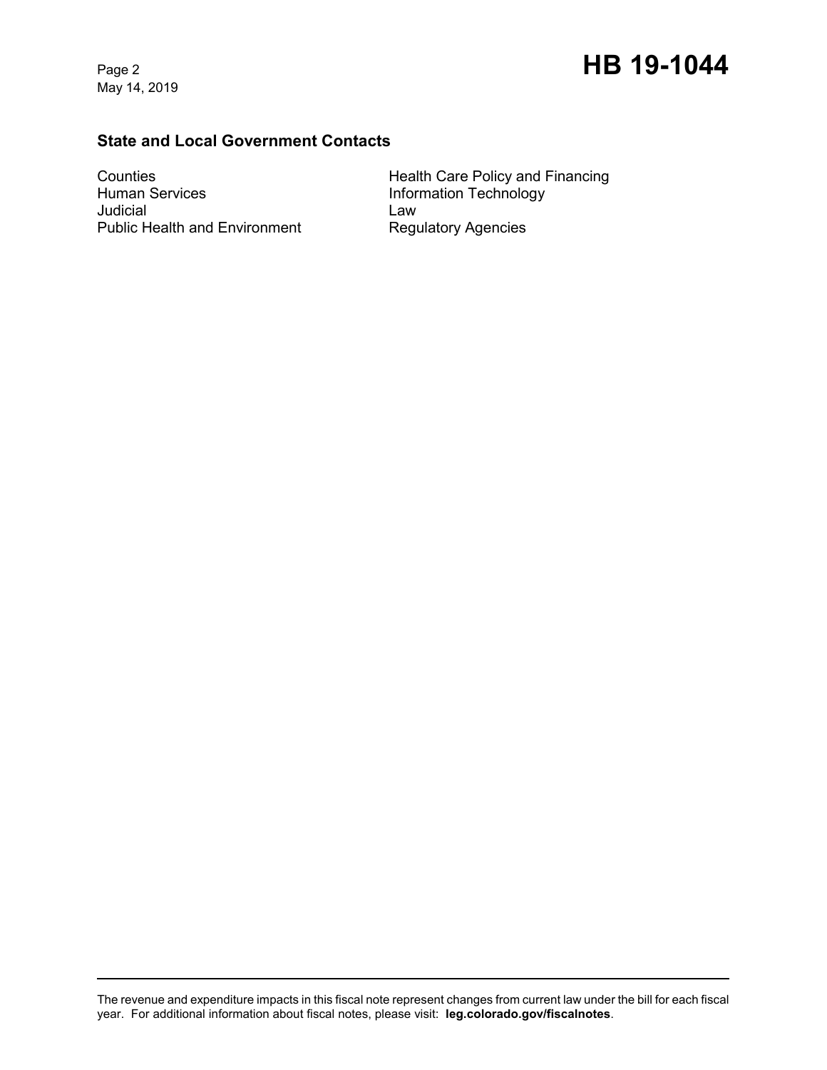## State and Local Government Contacts

Counties
Health Care Policy and Financing
Human Services
Information Technology
Judicial
Law
Public Health and Environment
Regulatory Agencies

The revenue and expenditure impacts in this fiscal note represent changes from current law under the bill for each fiscal year. For additional information about fiscal notes, please visit: **leg.colorado.gov/fiscalnotes**.